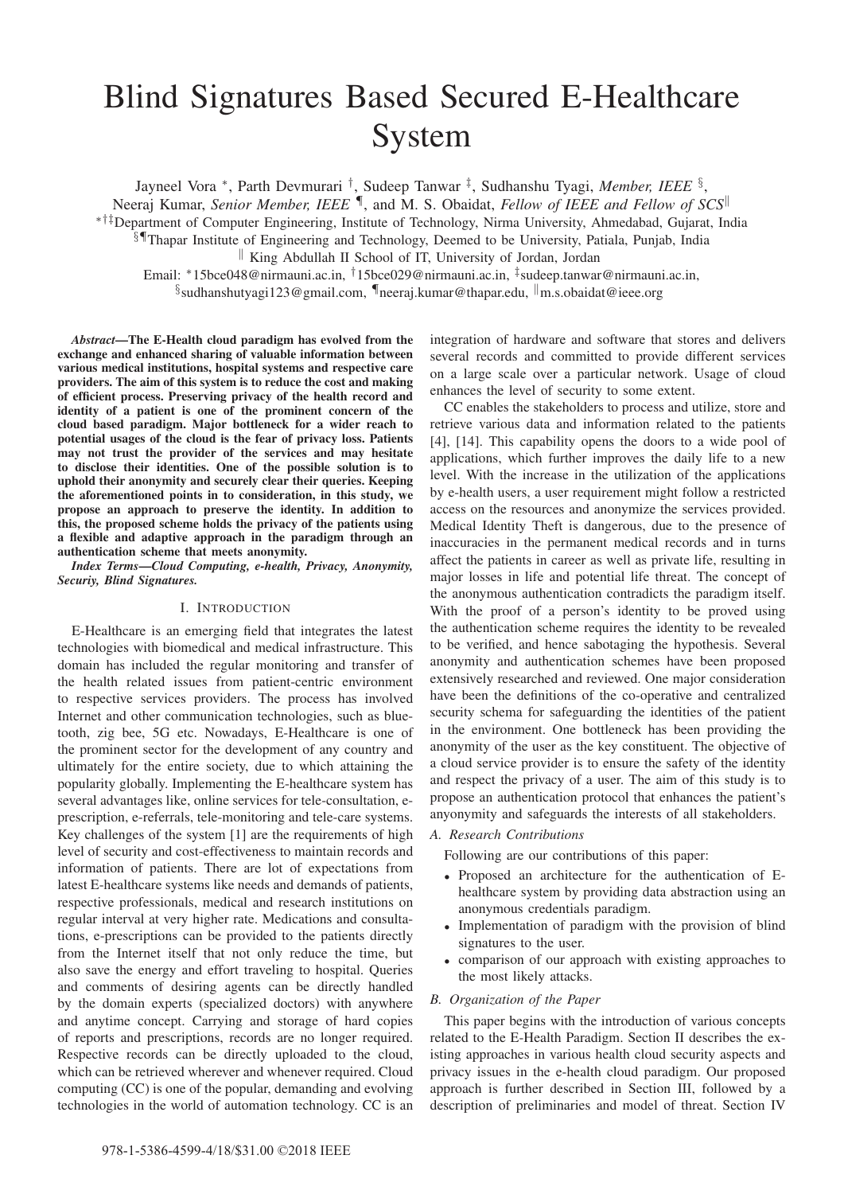# Blind Signatures Based Secured E-Healthcare System

Jayneel Vora [*], Parth Devmurari [†], Sudeep Tanwar [‡], Sudhanshu Tyagi, *Member, IEEE* [§],
Neeraj Kumar, *Senior Member, IEEE* [¶], and M. S. Obaidat, *Fellow of IEEE and Fellow of SCS* [‖]

[*†‡]Department of Computer Engineering, Institute of Technology, Nirma University, Ahmedabad, Gujarat, India

[§¶]Thapar Institute of Engineering and Technology, Deemed to be University, Patiala, Punjab, India

[‖] King Abdullah II School of IT, University of Jordan, Jordan

Email: [*]15bce048@nirmauni.ac.in, [†]15bce029@nirmauni.ac.in, [‡]sudeep.tanwar@nirmauni.ac.in,
[§]sudhanshutyagi123@gmail.com, [¶]neeraj.kumar@thapar.edu, [‖]m.s.obaidat@ieee.org

***Abstract*—The E-Health cloud paradigm has evolved from the exchange and enhanced sharing of valuable information between various medical institutions, hospital systems and respective care providers. The aim of this system is to reduce the cost and making of efficient process. Preserving privacy of the health record and identity of a patient is one of the prominent concern of the cloud based paradigm. Major bottleneck for a wider reach to potential usages of the cloud is the fear of privacy loss. Patients may not trust the provider of the services and may hesitate to disclose their identities. One of the possible solution is to uphold their anonymity and securely clear their queries. Keeping the aforementioned points in to consideration, in this study, we propose an approach to preserve the identity. In addition to this, the proposed scheme holds the privacy of the patients using a flexible and adaptive approach in the paradigm through an authentication scheme that meets anonymity.**

***Index Terms*—Cloud Computing, e-health, Privacy, Anonymity, Securiy, Blind Signatures.**

## I. Introduction

E-Healthcare is an emerging field that integrates the latest technologies with biomedical and medical infrastructure. This domain has included the regular monitoring and transfer of the health related issues from patient-centric environment to respective services providers. The process has involved Internet and other communication technologies, such as bluetooth, zig bee, 5G etc. Nowadays, E-Healthcare is one of the prominent sector for the development of any country and ultimately for the entire society, due to which attaining the popularity globally. Implementing the E-healthcare system has several advantages like, online services for tele-consultation, e-prescription, e-referrals, tele-monitoring and tele-care systems. Key challenges of the system [1] are the requirements of high level of security and cost-effectiveness to maintain records and information of patients. There are lot of expectations from latest E-healthcare systems like needs and demands of patients, respective professionals, medical and research institutions on regular interval at very higher rate. Medications and consultations, e-prescriptions can be provided to the patients directly from the Internet itself that not only reduce the time, but also save the energy and effort traveling to hospital. Queries and comments of desiring agents can be directly handled by the domain experts (specialized doctors) with anywhere and anytime concept. Carrying and storage of hard copies of reports and prescriptions, records are no longer required. Respective records can be directly uploaded to the cloud, which can be retrieved wherever and whenever required. Cloud computing (CC) is one of the popular, demanding and evolving technologies in the world of automation technology. CC is an integration of hardware and software that stores and delivers several records and committed to provide different services on a large scale over a particular network. Usage of cloud enhances the level of security to some extent.

CC enables the stakeholders to process and utilize, store and retrieve various data and information related to the patients [4], [14]. This capability opens the doors to a wide pool of applications, which further improves the daily life to a new level. With the increase in the utilization of the applications by e-health users, a user requirement might follow a restricted access on the resources and anonymize the services provided. Medical Identity Theft is dangerous, due to the presence of inaccuracies in the permanent medical records and in turns affect the patients in career as well as private life, resulting in major losses in life and potential life threat. The concept of the anonymous authentication contradicts the paradigm itself. With the proof of a person's identity to be proved using the authentication scheme requires the identity to be revealed to be verified, and hence sabotaging the hypothesis. Several anonymity and authentication schemes have been proposed extensively researched and reviewed. One major consideration have been the definitions of the co-operative and centralized security schema for safeguarding the identities of the patient in the environment. One bottleneck has been providing the anonymity of the user as the key constituent. The objective of a cloud service provider is to ensure the safety of the identity and respect the privacy of a user. The aim of this study is to propose an authentication protocol that enhances the patient's anyonymity and safeguards the interests of all stakeholders.

### A. Research Contributions

Following are our contributions of this paper:

- Proposed an architecture for the authentication of E-healthcare system by providing data abstraction using an anonymous credentials paradigm.
- Implementation of paradigm with the provision of blind signatures to the user.
- comparison of our approach with existing approaches to the most likely attacks.

### B. Organization of the Paper

This paper begins with the introduction of various concepts related to the E-Health Paradigm. Section II describes the existing approaches in various health cloud security aspects and privacy issues in the e-health cloud paradigm. Our proposed approach is further described in Section III, followed by a description of preliminaries and model of threat. Section IV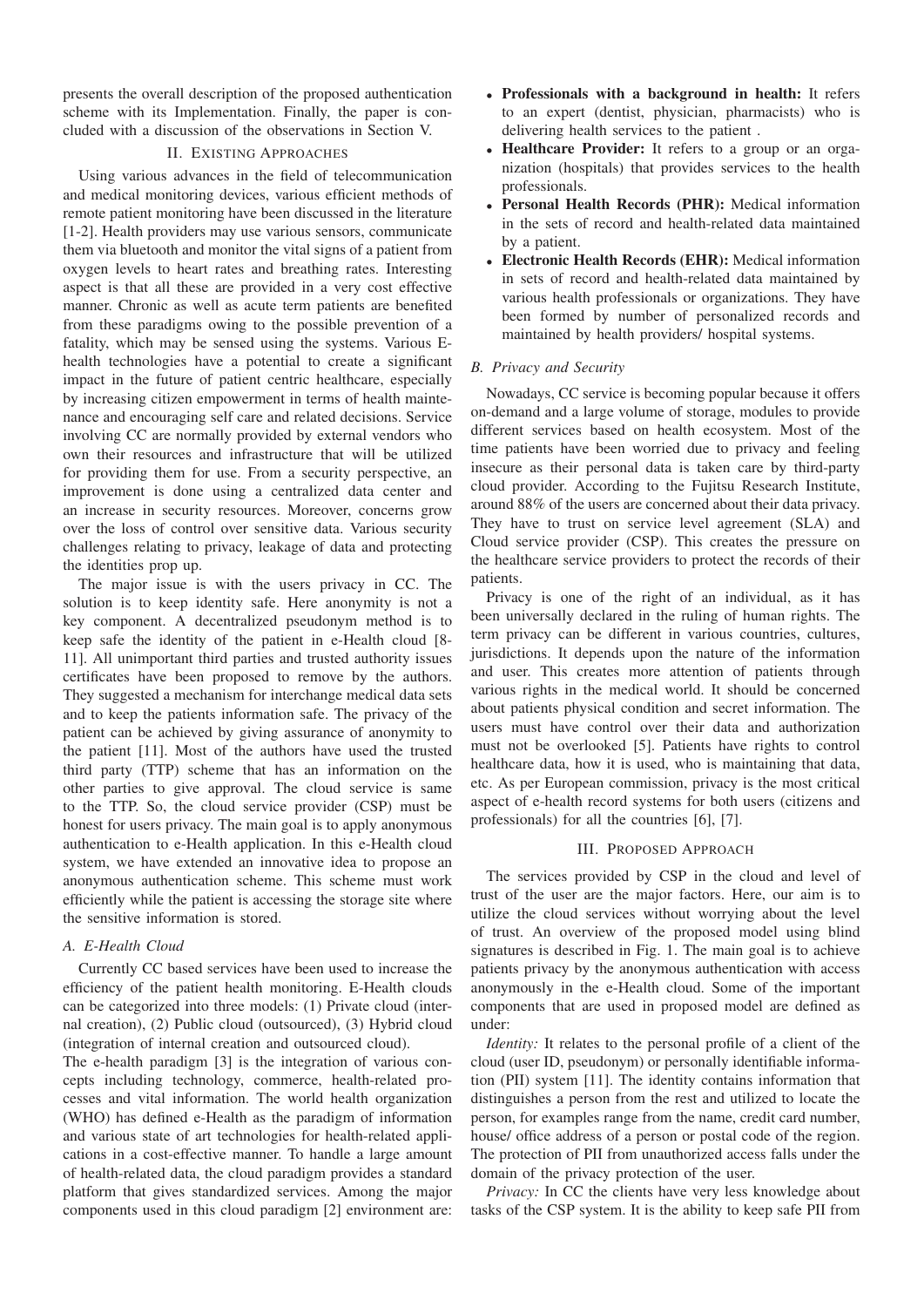presents the overall description of the proposed authentication scheme with its Implementation. Finally, the paper is concluded with a discussion of the observations in Section V.

## II. Existing Approaches

Using various advances in the field of telecommunication and medical monitoring devices, various efficient methods of remote patient monitoring have been discussed in the literature [1-2]. Health providers may use various sensors, communicate them via bluetooth and monitor the vital signs of a patient from oxygen levels to heart rates and breathing rates. Interesting aspect is that all these are provided in a very cost effective manner. Chronic as well as acute term patients are benefited from these paradigms owing to the possible prevention of a fatality, which may be sensed using the systems. Various E-health technologies have a potential to create a significant impact in the future of patient centric healthcare, especially by increasing citizen empowerment in terms of health maintenance and encouraging self care and related decisions. Service involving CC are normally provided by external vendors who own their resources and infrastructure that will be utilized for providing them for use. From a security perspective, an improvement is done using a centralized data center and an increase in security resources. Moreover, concerns grow over the loss of control over sensitive data. Various security challenges relating to privacy, leakage of data and protecting the identities prop up.

The major issue is with the users privacy in CC. The solution is to keep identity safe. Here anonymity is not a key component. A decentralized pseudonym method is to keep safe the identity of the patient in e-Health cloud [8-11]. All unimportant third parties and trusted authority issues certificates have been proposed to remove by the authors. They suggested a mechanism for interchange medical data sets and to keep the patients information safe. The privacy of the patient can be achieved by giving assurance of anonymity to the patient [11]. Most of the authors have used the trusted third party (TTP) scheme that has an information on the other parties to give approval. The cloud service is same to the TTP. So, the cloud service provider (CSP) must be honest for users privacy. The main goal is to apply anonymous authentication to e-Health application. In this e-Health cloud system, we have extended an innovative idea to propose an anonymous authentication scheme. This scheme must work efficiently while the patient is accessing the storage site where the sensitive information is stored.

### A. E-Health Cloud

Currently CC based services have been used to increase the efficiency of the patient health monitoring. E-Health clouds can be categorized into three models: (1) Private cloud (internal creation), (2) Public cloud (outsourced), (3) Hybrid cloud (integration of internal creation and outsourced cloud).

The e-health paradigm [3] is the integration of various concepts including technology, commerce, health-related processes and vital information. The world health organization (WHO) has defined e-Health as the paradigm of information and various state of art technologies for health-related applications in a cost-effective manner. To handle a large amount of health-related data, the cloud paradigm provides a standard platform that gives standardized services. Among the major components used in this cloud paradigm [2] environment are:

- **Professionals with a background in health:** It refers to an expert (dentist, physician, pharmacists) who is delivering health services to the patient .
- **Healthcare Provider:** It refers to a group or an organization (hospitals) that provides services to the health professionals.
- **Personal Health Records (PHR):** Medical information in the sets of record and health-related data maintained by a patient.
- **Electronic Health Records (EHR):** Medical information in sets of record and health-related data maintained by various health professionals or organizations. They have been formed by number of personalized records and maintained by health providers/ hospital systems.

### B. Privacy and Security

Nowadays, CC service is becoming popular because it offers on-demand and a large volume of storage, modules to provide different services based on health ecosystem. Most of the time patients have been worried due to privacy and feeling insecure as their personal data is taken care by third-party cloud provider. According to the Fujitsu Research Institute, around 88% of the users are concerned about their data privacy. They have to trust on service level agreement (SLA) and Cloud service provider (CSP). This creates the pressure on the healthcare service providers to protect the records of their patients.

Privacy is one of the right of an individual, as it has been universally declared in the ruling of human rights. The term privacy can be different in various countries, cultures, jurisdictions. It depends upon the nature of the information and user. This creates more attention of patients through various rights in the medical world. It should be concerned about patients physical condition and secret information. The users must have control over their data and authorization must not be overlooked [5]. Patients have rights to control healthcare data, how it is used, who is maintaining that data, etc. As per European commission, privacy is the most critical aspect of e-health record systems for both users (citizens and professionals) for all the countries [6], [7].

## III. Proposed Approach

The services provided by CSP in the cloud and level of trust of the user are the major factors. Here, our aim is to utilize the cloud services without worrying about the level of trust. An overview of the proposed model using blind signatures is described in Fig. 1. The main goal is to achieve patients privacy by the anonymous authentication with access anonymously in the e-Health cloud. Some of the important components that are used in proposed model are defined as under:

*Identity:* It relates to the personal profile of a client of the cloud (user ID, pseudonym) or personally identifiable information (PII) system [11]. The identity contains information that distinguishes a person from the rest and utilized to locate the person, for examples range from the name, credit card number, house/ office address of a person or postal code of the region. The protection of PII from unauthorized access falls under the domain of the privacy protection of the user.

*Privacy:* In CC the clients have very less knowledge about tasks of the CSP system. It is the ability to keep safe PII from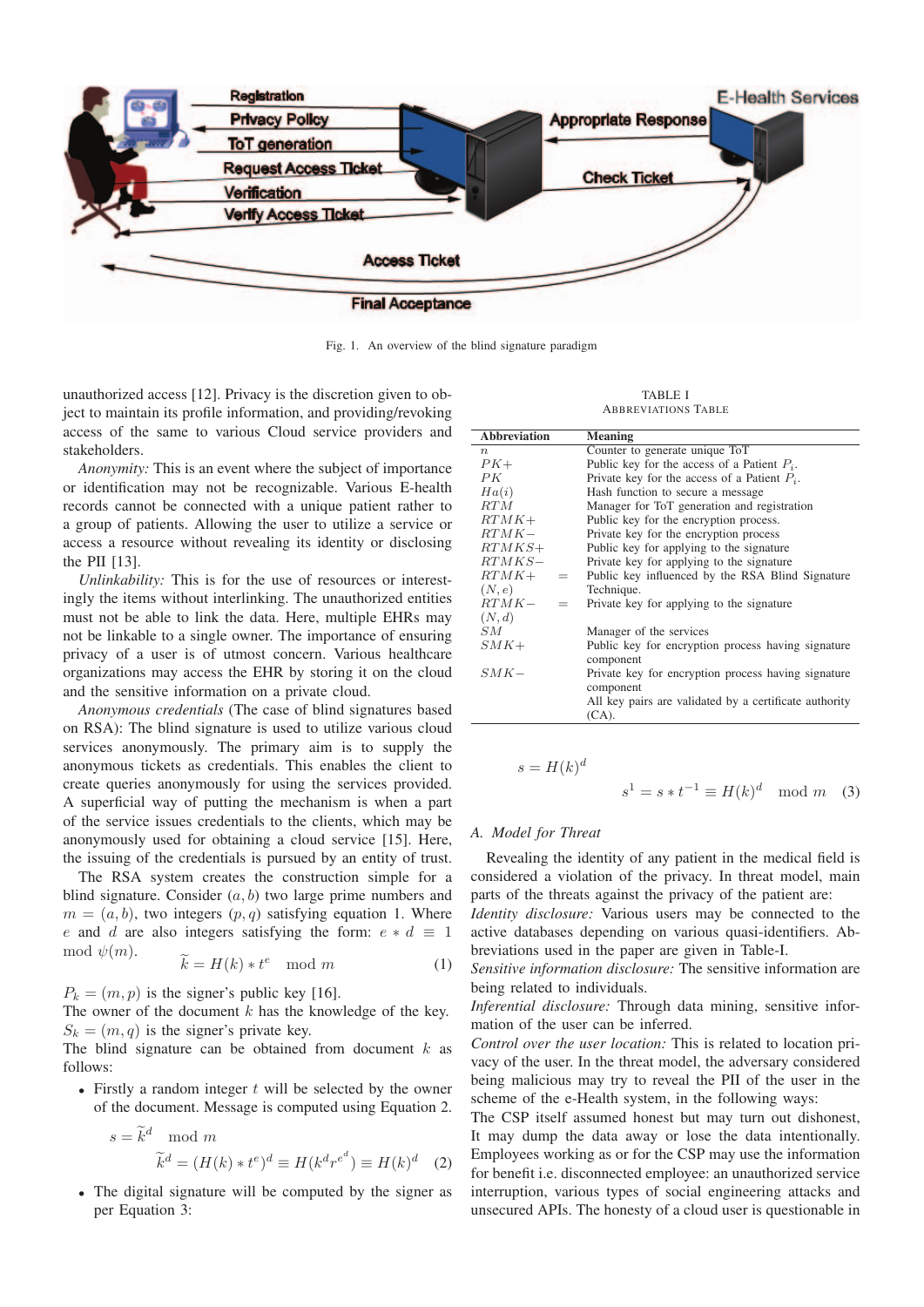Fig. 1. An overview of the blind signature paradigm

unauthorized access [12]. Privacy is the discretion given to object to maintain its profile information, and providing/revoking access of the same to various Cloud service providers and stakeholders.

*Anonymity:* This is an event where the subject of importance or identification may not be recognizable. Various E-health records cannot be connected with a unique patient rather to a group of patients. Allowing the user to utilize a service or access a resource without revealing its identity or disclosing the PII [13].

*Unlinkability:* This is for the use of resources or interestingly the items without interlinking. The unauthorized entities must not be able to link the data. Here, multiple EHRs may not be linkable to a single owner. The importance of ensuring privacy of a user is of utmost concern. Various healthcare organizations may access the EHR by storing it on the cloud and the sensitive information on a private cloud.

*Anonymous credentials* (The case of blind signatures based on RSA): The blind signature is used to utilize various cloud services anonymously. The primary aim is to supply the anonymous tickets as credentials. This enables the client to create queries anonymously for using the services provided. A superficial way of putting the mechanism is when a part of the service issues credentials to the clients, which may be anonymously used for obtaining a cloud service [15]. Here, the issuing of the credentials is pursued by an entity of trust.

The RSA system creates the construction simple for a blind signature. Consider $(a, b)$ two large prime numbers and $m = (a, b)$, two integers $(p, q)$ satisfying equation 1. Where $e$ and $d$ are also integers satisfying the form: $e * d \equiv 1 \mod \psi(m)$.

$$\widetilde{k} = H(k) * t^{e} \mod m \tag{1}$$

$P_k = (m, p)$ is the signer's public key [16].
The owner of the document $k$ has the knowledge of the key.
$S_k = (m, q)$ is the signer's private key.
The blind signature can be obtained from document $k$ as follows:

- Firstly a random integer $t$ will be selected by the owner of the document. Message is computed using Equation 2.

$$s = \widetilde{k}^{d} \mod m$$

$$\widetilde{k}^{d} = (H(k) * t^{e})^{d} \equiv H(k^{d} r^{e^{d}}) \equiv H(k)^{d} \tag{2}$$

- The digital signature will be computed by the signer as per Equation 3:

TABLE I
ABBREVIATIONS TABLE

| Abbreviation | Meaning |
|---|---|
| $n$ | Counter to generate unique ToT |
| $PK+$ | Public key for the access of a Patient $P_i$. |
| $PK$ | Private key for the access of a Patient $P_i$. |
| $Ha(i)$ | Hash function to secure a message |
| $RTM$ | Manager for ToT generation and registration |
| $RTMK+$ | Public key for the encryption process. |
| $RTMK-$ | Private key for the encryption process |
| $RTMKS+$ | Public key for applying to the signature |
| $RTMKS-$ | Private key for applying to the signature |
| $RTMK+ = (N, e)$ | Public key influenced by the RSA Blind Signature Technique. |
| $RTMK- = (N, d)$ | Private key for applying to the signature |
| $SM$ | Manager of the services |
| $SMK+$ | Public key for encryption process having signature component |
| $SMK-$ | Private key for encryption process having signature component |
| | All key pairs are validated by a certificate authority (CA). |

$$s = H(k)^{d}$$

$$s^{1} = s * t^{-1} \equiv H(k)^{d} \mod m \tag{3}$$

### A. Model for Threat

Revealing the identity of any patient in the medical field is considered a violation of the privacy. In threat model, main parts of the threats against the privacy of the patient are:

*Identity disclosure:* Various users may be connected to the active databases depending on various quasi-identifiers. Abbreviations used in the paper are given in Table-I.

*Sensitive information disclosure:* The sensitive information are being related to individuals.

*Inferential disclosure:* Through data mining, sensitive information of the user can be inferred.

*Control over the user location:* This is related to location privacy of the user. In the threat model, the adversary considered being malicious may try to reveal the PII of the user in the scheme of the e-Health system, in the following ways:

The CSP itself assumed honest but may turn out dishonest, It may dump the data away or lose the data intentionally. Employees working as or for the CSP may use the information for benefit i.e. disconnected employee: an unauthorized service interruption, various types of social engineering attacks and unsecured APIs. The honesty of a cloud user is questionable in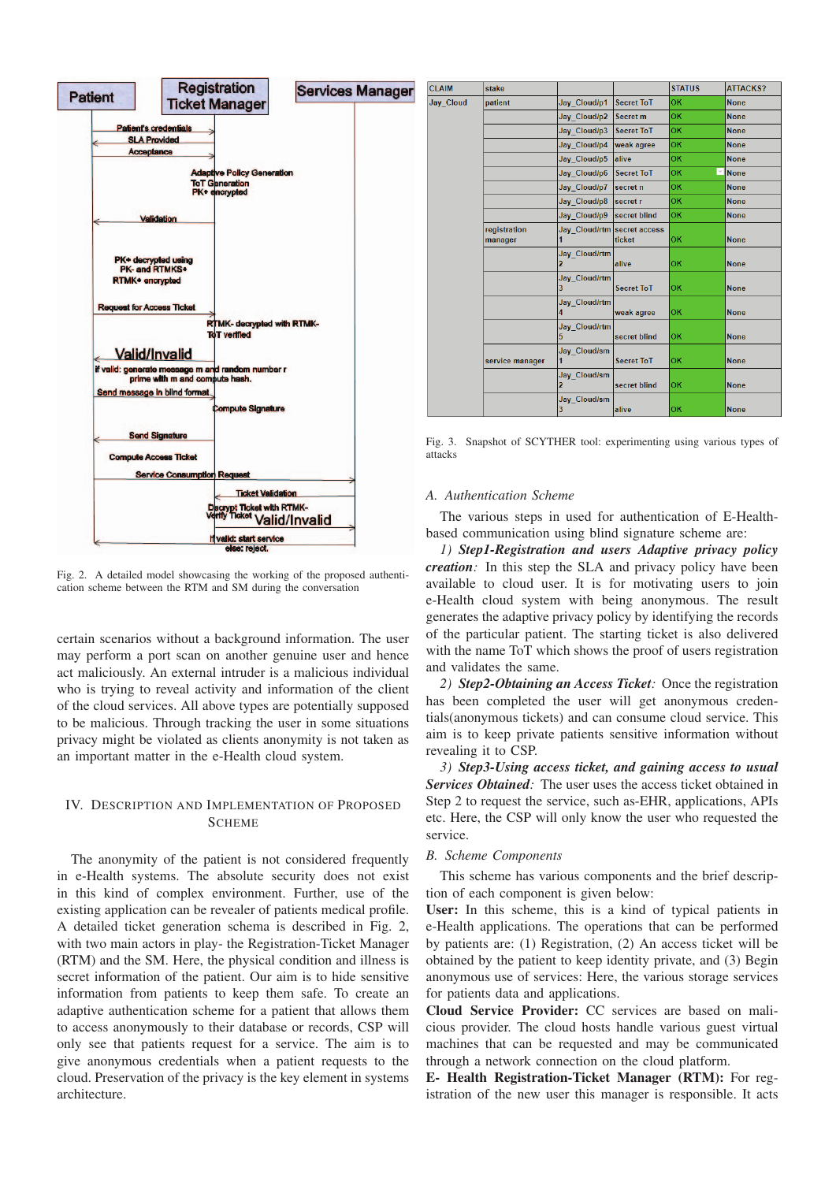Fig. 2. A detailed model showcasing the working of the proposed authentication scheme between the RTM and SM during the conversation

certain scenarios without a background information. The user may perform a port scan on another genuine user and hence act maliciously. An external intruder is a malicious individual who is trying to reveal activity and information of the client of the cloud services. All above types are potentially supposed to be malicious. Through tracking the user in some situations privacy might be violated as clients anonymity is not taken as an important matter in the e-Health cloud system.

## IV. Description and Implementation of Proposed Scheme

The anonymity of the patient is not considered frequently in e-Health systems. The absolute security does not exist in this kind of complex environment. Further, use of the existing application can be revealer of patients medical profile. A detailed ticket generation schema is described in Fig. 2, with two main actors in play- the Registration-Ticket Manager (RTM) and the SM. Here, the physical condition and illness is secret information of the patient. Our aim is to hide sensitive information from patients to keep them safe. To create an adaptive authentication scheme for a patient that allows them to access anonymously to their database or records, CSP will only see that patients request for a service. The aim is to give anonymous credentials when a patient requests to the cloud. Preservation of the privacy is the key element in systems architecture.

| CLAIM | stake | | | STATUS | ATTACKS? |
|---|---|---|---|---|---|
| Jay_Cloud | patient | Jay_Cloud/p1 | Secret ToT | OK | None |
| | | Jay_Cloud/p2 | Secret m | OK | None |
| | | Jay_Cloud/p3 | Secret ToT | OK | None |
| | | Jay_Cloud/p4 | weak agree | OK | None |
| | | Jay_Cloud/p5 | alive | OK | None |
| | | Jay_Cloud/p6 | Secret ToT | OK | None |
| | | Jay_Cloud/p7 | secret n | OK | None |
| | | Jay_Cloud/p8 | secret r | OK | None |
| | | Jay_Cloud/p9 | secret blind | OK | None |
| | registration manager | Jay_Cloud/rtm1 | secret access ticket | OK | None |
| | | Jay_Cloud/rtm2 | alive | OK | None |
| | | Jay_Cloud/rtm3 | Secret ToT | OK | None |
| | | Jay_Cloud/rtm4 | weak agree | OK | None |
| | | Jay_Cloud/rtm5 | secret blind | OK | None |
| | service manager | Jay_Cloud/sm1 | Secret ToT | OK | None |
| | | Jay_Cloud/sm2 | secret blind | OK | None |
| | | Jay_Cloud/sm3 | alive | OK | None |

Fig. 3. Snapshot of SCYTHER tool: experimenting using various types of attacks

### A. Authentication Scheme

The various steps in used for authentication of E-Health-based communication using blind signature scheme are:

*1) **Step1-Registration and users Adaptive privacy policy creation**:* In this step the SLA and privacy policy have been available to cloud user. It is for motivating users to join e-Health cloud system with being anonymous. The result generates the adaptive privacy policy by identifying the records of the particular patient. The starting ticket is also delivered with the name ToT which shows the proof of users registration and validates the same.

*2) **Step2-Obtaining an Access Ticket**:* Once the registration has been completed the user will get anonymous credentials(anonymous tickets) and can consume cloud service. This aim is to keep private patients sensitive information without revealing it to CSP.

*3) **Step3-Using access ticket, and gaining access to usual Services Obtained**:* The user uses the access ticket obtained in Step 2 to request the service, such as-EHR, applications, APIs etc. Here, the CSP will only know the user who requested the service.

### B. Scheme Components

This scheme has various components and the brief description of each component is given below:

**User:** In this scheme, this is a kind of typical patients in e-Health applications. The operations that can be performed by patients are: (1) Registration, (2) An access ticket will be obtained by the patient to keep identity private, and (3) Begin anonymous use of services: Here, the various storage services for patients data and applications.

**Cloud Service Provider:** CC services are based on malicious provider. The cloud hosts handle various guest virtual machines that can be requested and may be communicated through a network connection on the cloud platform.

**E- Health Registration-Ticket Manager (RTM):** For registration of the new user this manager is responsible. It acts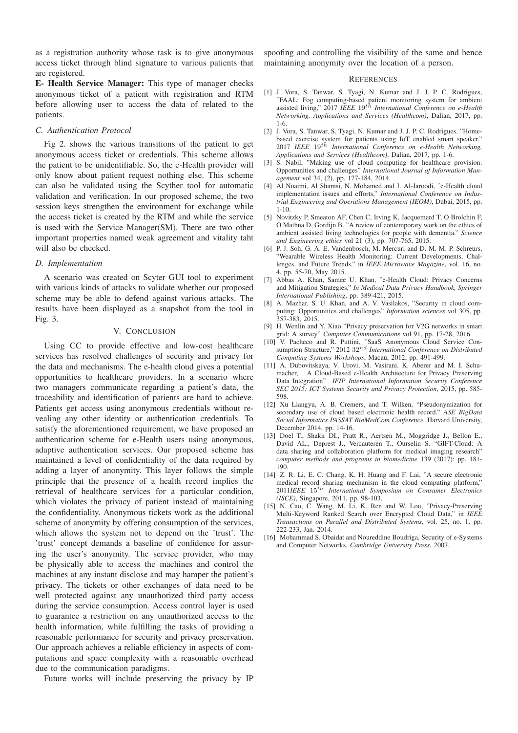as a registration authority whose task is to give anonymous access ticket through blind signature to various patients that are registered.

**E- Health Service Manager:** This type of manager checks anonymous ticket of a patient with registration and RTM before allowing user to access the data of related to the patients.

### C. Authentication Protocol

Fig 2. shows the various transitions of the patient to get anonymous access ticket or credentials. This scheme allows the patient to be unidentifiable. So, the e-Health provider will only know about patient request nothing else. This scheme can also be validated using the Scyther tool for automatic validation and verification. In our proposed scheme, the two session keys strengthen the environment for exchange while the access ticket is created by the RTM and while the service is used with the Service Manager(SM). There are two other important properties named weak agreement and vitality taht will also be checked.

### D. Implementation

A scenario was created on Scyter GUI tool to experiment with various kinds of attacks to validate whether our proposed scheme may be able to defend against various attacks. The results have been displayed as a snapshot from the tool in Fig. 3.

## V. Conclusion

Using CC to provide effective and low-cost healthcare services has resolved challenges of security and privacy for the data and mechanisms. The e-health cloud gives a potential opportunities to healthcare providers. In a scenario where two managers communicate regarding a patient's data, the traceability and identification of patients are hard to achieve. Patients get access using anonymous credentials without revealing any other identity or authentication credentials. To satisfy the aforementioned requirement, we have proposed an authentication scheme for e-Health users using anonymous, adaptive authentication services. Our proposed scheme has maintained a level of confidentiality of the data required by adding a layer of anonymity. This layer follows the simple principle that the presence of a health record implies the retrieval of healthcare services for a particular condition, which violates the privacy of patient instead of maintaining the confidentiality. Anonymous tickets work as the additional scheme of anonymity by offering consumption of the services, which allows the system not to depend on the 'trust'. The 'trust' concept demands a baseline of confidence for assuring the user's anonymity. The service provider, who may be physically able to access the machines and control the machines at any instant disclose and may hamper the patient's privacy. The tickets or other exchanges of data need to be well protected against any unauthorized third party access during the service consumption. Access control layer is used to guarantee a restriction on any unauthorized access to the health information, while fulfilling the tasks of providing a reasonable performance for security and privacy preservation. Our approach achieves a reliable efficiency in aspects of computations and space complexity with a reasonable overhead due to the communication paradigms.

Future works will include preserving the privacy by IP spoofing and controlling the visibility of the same and hence maintaining anonymity over the location of a person.

## References

[1] J. Vora, S. Tanwar, S. Tyagi, N. Kumar and J. J. P. C. Rodrigues, "FAAL: Fog computing-based patient monitoring system for ambient assisted living," 2017 *IEEE* $19^{th}$ *International Conference on e-Health Networking, Applications and Services (Healthcom)*, Dalian, 2017, pp. 1-6.

[2] J. Vora, S. Tanwar, S. Tyagi, N. Kumar and J. J. P. C. Rodrigues, "Home-based exercise system for patients using IoT enabled smart speaker," 2017 *IEEE* $19^{th}$ *International Conference on e-Health Networking, Applications and Services (Healthcom)*, Dalian, 2017, pp. 1-6.

[3] S. Nabil, "Making use of cloud computing for healthcare provision: Opportunities and challenges" *International Journal of Information Management* vol 34, (2), pp. 177-184, 2014.

[4] Al Nuaimi, Al Shamsi, N. Mohamed and J. Al-Jaroodi, "e-Health cloud implementation issues and efforts," *International Conference on Industrial Engineering and Operations Management (IEOM)*, Dubai, 2015, pp. 1-10.

[5] Novitzky P, Smeaton AF, Chen C, Irving K, Jacquemard T, O Brolchin F, O Mathna D, Gordijn B. "A review of contemporary work on the ethics of ambient assisted living technologies for people with dementia." *Science and Engineering ethics* vol 21 (3), pp. 707-765, 2015.

[6] P. J. Soh, G. A. E. Vandenbosch, M. Mercuri and D. M. M. P. Schreurs, "Wearable Wireless Health Monitoring: Current Developments, Challenges, and Future Trends," in *IEEE Microwave Magazine*, vol. 16, no. 4, pp. 55-70, May 2015.

[7] Abbas A. Khan, Samee U. Khan, "e-Health Cloud: Privacy Concerns and Mitigation Strategies," *In Medical Data Privacy Handbook, Springer International Publishing*, pp. 389-421, 2015.

[8] A. Mazhar, S. U. Khan, and A. V. Vasilakos, "Security in cloud computing: Opportunities and challenges" *Information sciences* vol 305, pp. 357-383, 2015.

[9] H. Wenlin and Y. Xiao "Privacy preservation for V2G networks in smart grid: A survey" *Computer Communications* vol 91, pp. 17-28, 2016.

[10] V. Pacheco and R. Puttini, "SaaS Anonymous Cloud Service Consumption Structure," 2012 $32^{nd}$ *International Conference on Distributed Computing Systems Workshops*, Macau, 2012, pp. 491-499.

[11] A. Dubovitskaya, V. Urovi, M. Vasirani, K. Aberer and M. I. Schumacher, A Cloud-Based e-Health Architecture for Privacy Preserving Data Integration" *IFIP International Information Security Conference SEC 2015: ICT Systems Security and Privacy Protection*, 2015, pp. 585-598.

[12] Xu Liangyu, A. B. Cremers, and T. Wilken, "Pseudonymization for secondary use of cloud based electronic health record." *ASE BigData Social Informatics PASSAT BioMedCom Conference,* Harvard University, December 2014, pp. 14-16.

[13] Doel T., Shakir DI., Pratt R., Aertsen M., Moggridge J., Bellon E., David AL., Deprest J., Vercauteren T., Ourselin S. "GIFT-Cloud: A data sharing and collaboration platform for medical imaging research" *computer methods and programs in biomedicine* 139 (2017): pp. 181-190.

[14] Z. R. Li, E. C. Chang, K. H. Huang and F. Lai, "A secure electronic medical record sharing mechanism in the cloud computing platform," 2011*IEEE* $15^{th}$ *International Symposium on Consumer Electronics (ISCE)*, Singapore, 2011, pp. 98-103.

[15] N. Cao, C. Wang, M. Li, K. Ren and W. Lou, "Privacy-Preserving Multi-Keyword Ranked Search over Encrypted Cloud Data," in *IEEE Transactions on Parallel and Distributed Systems*, vol. 25, no. 1, pp. 222-233, Jan. 2014.

[16] Mohammad S. Obaidat and Noureddine Boudriga, Security of e-Systems and Computer Networks, *Cambridge University Press*, 2007.